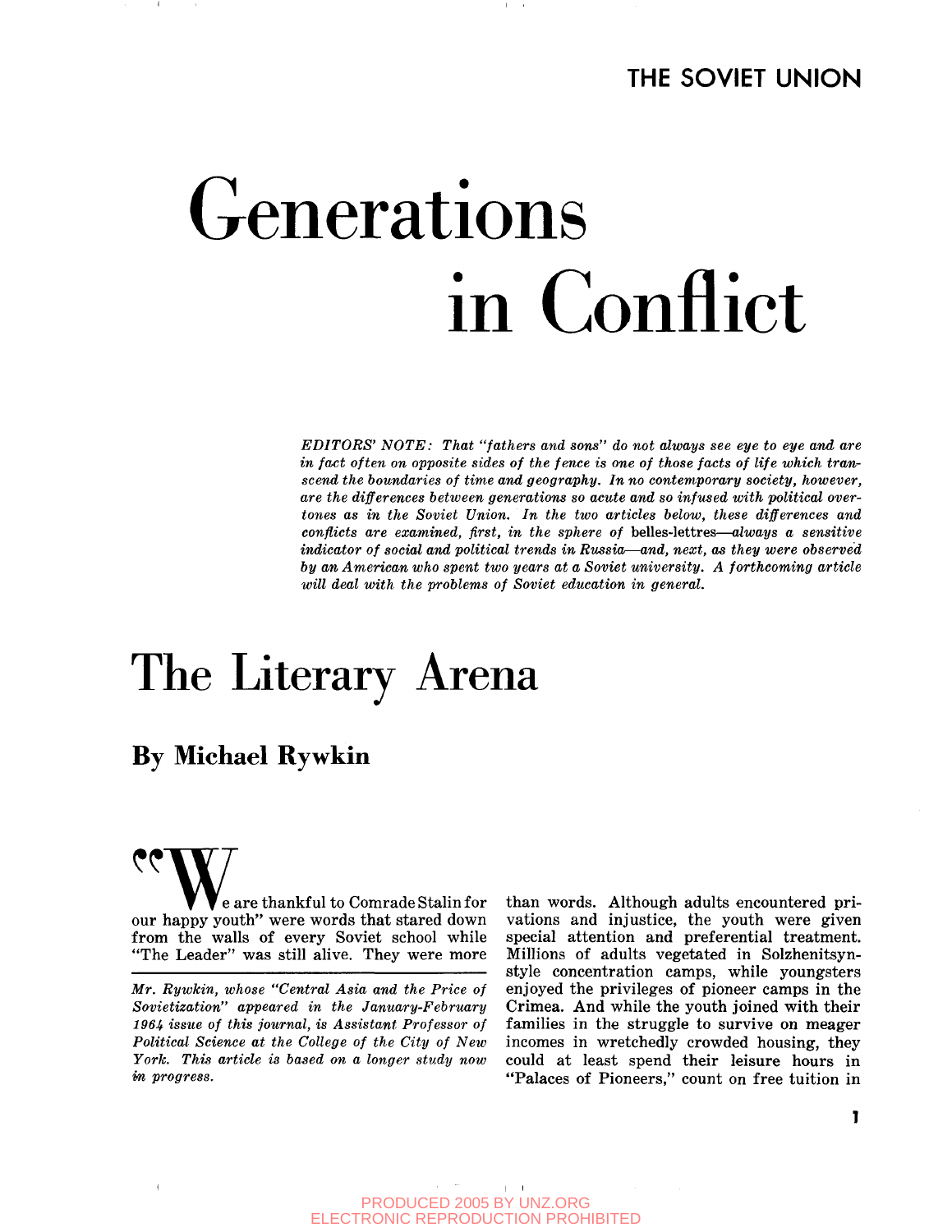# Generations in Conflict

*EDITORS' NOTE: That "fathers and sons" do not always see eye to eye and are in fact often on opposite sides of the fence is one of those facts of life which transcend the boundaries of time and geography. In no contemporary society, however, are the differences between generations so acute and so infused with political overtones as in the Soviet Union. In the two articles below, these differences and conflicts are examined, first, in the sphere of* belles-lettres*—always a sensitive indicator of social and political trends in Russia—and, next, as they were observed by an American who spent two years at a Soviet university. A forthcoming article will deal with the problems of Soviet education in general.*

## The Literary Arena

### By Michael Rywkin

"We are thankful to Comrade Stalin for our happy youth" were words that stared down from the walls of every Soviet school while "The Leader" was still alive. They were more than words. Although adults encountered privations and injustice, the youth were given special attention and preferential treatment. Millions of adults vegetated in Solzhenitsyn-style concentration camps, while youngsters enjoyed the privileges of pioneer camps in the Crimea. And while the youth joined with their families in the struggle to survive on meager incomes in wretchedly crowded housing, they could at least spend their leisure hours in "Palaces of Pioneers," count on free tuition in

---

*Mr. Rywkin, whose "Central Asia and the Price of Sovietization" appeared in the January-February 1964 issue of this journal, is Assistant Professor of Political Science at the College of the City of New York. This article is based on a longer study now in progress.*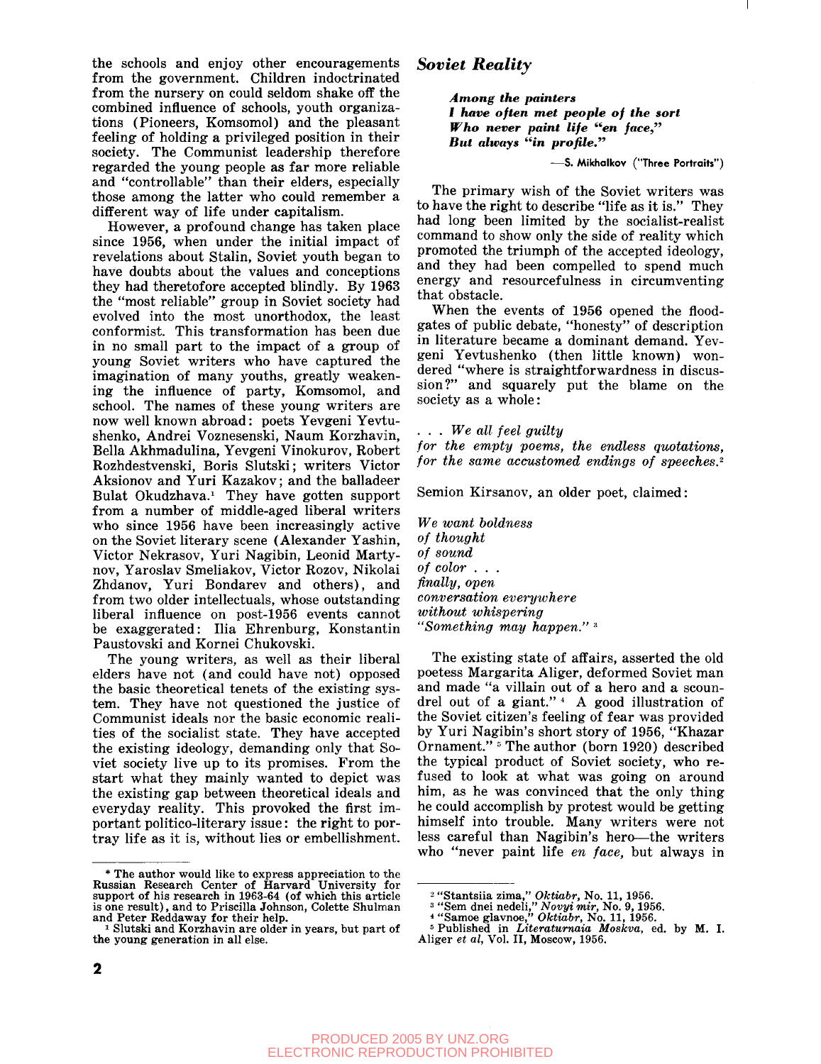the schools and enjoy other encouragements from the government. Children indoctrinated from the nursery on could seldom shake off the combined influence of schools, youth organizations (Pioneers, Komsomol) and the pleasant feeling of holding a privileged position in their society. The Communist leadership therefore regarded the young people as far more reliable and "controllable" than their elders, especially those among the latter who could remember a different way of life under capitalism.

However, a profound change has taken place since 1956, when under the initial impact of revelations about Stalin, Soviet youth began to have doubts about the values and conceptions they had theretofore accepted blindly. By 1963 the "most reliable" group in Soviet society had evolved into the most unorthodox, the least conformist. This transformation has been due in no small part to the impact of a group of young Soviet writers who have captured the imagination of many youths, greatly weakening the influence of party, Komsomol, and school. The names of these young writers are now well known abroad: poets Yevgeni Yevtushenko, Andrei Voznesenski, Naum Korzhavin, Bella Akhmadulina, Yevgeni Vinokurov, Robert Rozhdestvenski, Boris Slutski; writers Victor Aksionov and Yuri Kazakov; and the balladeer Bulat Okudzhava.[1] They have gotten support from a number of middle-aged liberal writers who since 1956 have been increasingly active on the Soviet literary scene (Alexander Yashin, Victor Nekrasov, Yuri Nagibin, Leonid Martynov, Yaroslav Smeliakov, Victor Rozov, Nikolai Zhdanov, Yuri Bondarev and others), and from two older intellectuals, whose outstanding liberal influence on post-1956 events cannot be exaggerated: Ilia Ehrenburg, Konstantin Paustovski and Kornei Chukovski.

The young writers, as well as their liberal elders have not (and could have not) opposed the basic theoretical tenets of the existing system. They have not questioned the justice of Communist ideals nor the basic economic realities of the socialist state. They have accepted the existing ideology, demanding only that Soviet society live up to its promises. From the start what they mainly wanted to depict was the existing gap between theoretical ideals and everyday reality. This provoked the first important politico-literary issue: the right to portray life as it is, without lies or embellishment.

## *Soviet Reality*

> ***Among the painters***
> ***I have often met people of the sort***
> ***Who never paint life "en face,"***
> ***But always "in profile."***
>
> —S. Mikhalkov ("Three Portraits")

The primary wish of the Soviet writers was to have the right to describe "life as it is." They had long been limited by the socialist-realist command to show only the side of reality which promoted the triumph of the accepted ideology, and they had been compelled to spend much energy and resourcefulness in circumventing that obstacle.

When the events of 1956 opened the floodgates of public debate, "honesty" of description in literature became a dominant demand. Yevgeni Yevtushenko (then little known) wondered "where is straightforwardness in discussion?" and squarely put the blame on the society as a whole:

*. . . We all feel guilty*
*for the empty poems, the endless quotations,*
*for the same accustomed endings of speeches.*[2]

Semion Kirsanov, an older poet, claimed:

*We want boldness*
*of thought*
*of sound*
*of color . . .*
*finally, open*
*conversation everywhere*
*without whispering*
*"Something may happen."*[3]

The existing state of affairs, asserted the old poetess Margarita Aliger, deformed Soviet man and made "a villain out of a hero and a scoundrel out of a giant."[4] A good illustration of the Soviet citizen's feeling of fear was provided by Yuri Nagibin's short story of 1956, "Khazar Ornament."[5] The author (born 1920) described the typical product of Soviet society, who refused to look at what was going on around him, as he was convinced that the only thing he could accomplish by protest would be getting himself into trouble. Many writers were not less careful than Nagibin's hero—the writers who "never paint life *en face,* but always in

---

\* The author would like to express appreciation to the Russian Research Center of Harvard University for support of his research in 1963-64 (of which this article is one result), and to Priscilla Johnson, Colette Shulman and Peter Reddaway for their help.

[1] Slutski and Korzhavin are older in years, but part of the young generation in all else.

[2] "Stantsiia zima," *Oktiabr,* No. 11, 1956.

[3] "Sem dnei nedeli," *Novyi mir,* No. 9, 1956.

[4] "Samoe glavnoe," *Oktiabr,* No. 11, 1956.

[5] Published in *Literaturnaia Moskva,* ed. by M. I. Aliger *et al,* Vol. II, Moscow, 1956.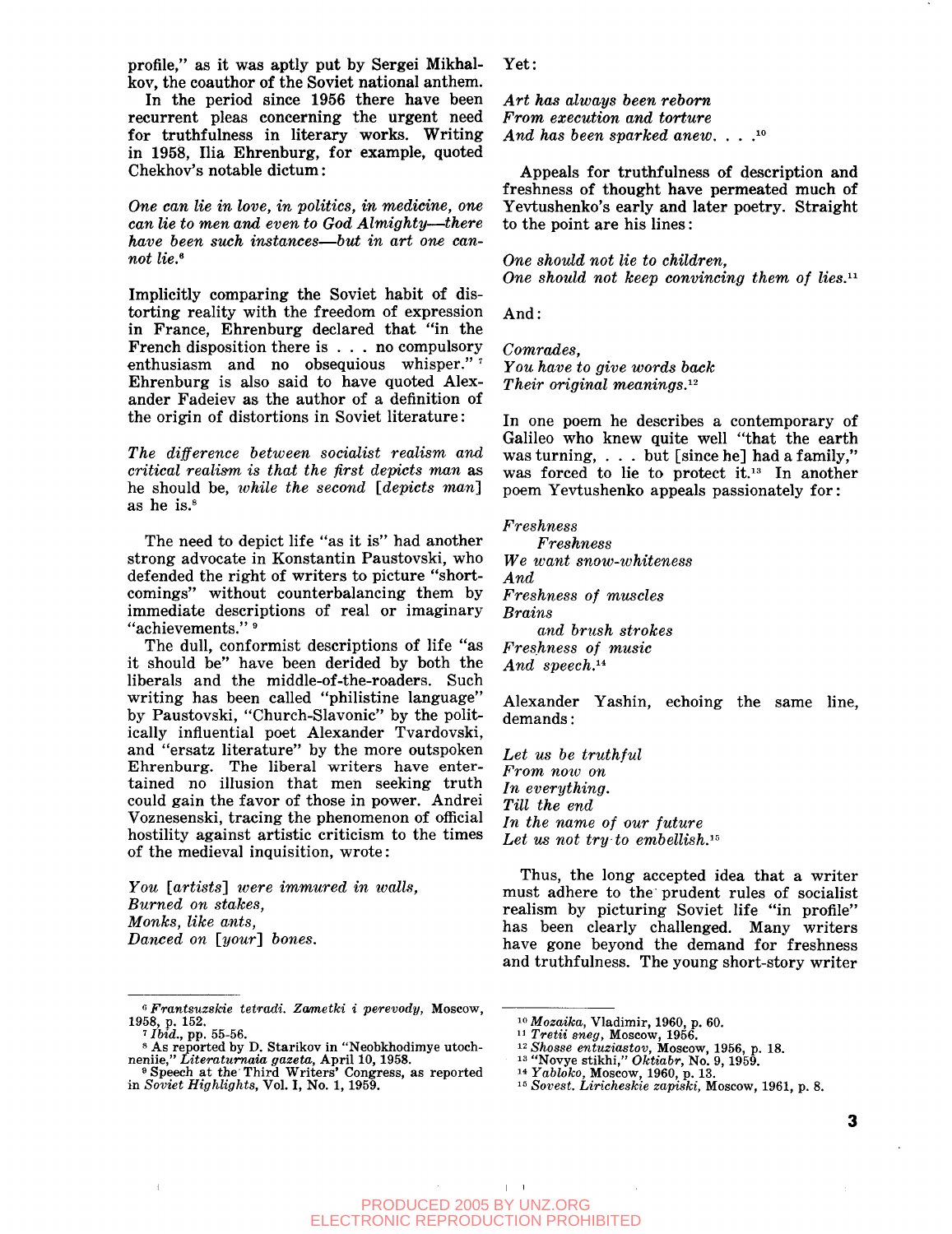profile," as it was aptly put by Sergei Mikhalkov, the coauthor of the Soviet national anthem.

In the period since 1956 there have been recurrent pleas concerning the urgent need for truthfulness in literary works. Writing in 1958, Ilia Ehrenburg, for example, quoted Chekhov's notable dictum:

*One can lie in love, in politics, in medicine, one can lie to men and even to God Almighty—there have been such instances—but in art one cannot lie.*[6]

Implicitly comparing the Soviet habit of distorting reality with the freedom of expression in France, Ehrenburg declared that "in the French disposition there is . . . no compulsory enthusiasm and no obsequious whisper."[7] Ehrenburg is also said to have quoted Alexander Fadeiev as the author of a definition of the origin of distortions in Soviet literature:

*The difference between socialist realism and critical realism is that the first depicts man* as he should be, *while the second [depicts man]* as he is.[8]

The need to depict life "as it is" had another strong advocate in Konstantin Paustovski, who defended the right of writers to picture "shortcomings" without counterbalancing them by immediate descriptions of real or imaginary "achievements."[9]

The dull, conformist descriptions of life "as it should be" have been derided by both the liberals and the middle-of-the-roaders. Such writing has been called "philistine language" by Paustovski, "Church-Slavonic" by the politically influential poet Alexander Tvardovski, and "ersatz literature" by the more outspoken Ehrenburg. The liberal writers have entertained no illusion that men seeking truth could gain the favor of those in power. Andrei Voznesenski, tracing the phenomenon of official hostility against artistic criticism to the times of the medieval inquisition, wrote:

*You [artists] were immured in walls,*
*Burned on stakes,*
*Monks, like ants,*
*Danced on [your] bones.*

Yet:

*Art has always been reborn*
*From execution and torture*
*And has been sparked anew. . . .*[10]

Appeals for truthfulness of description and freshness of thought have permeated much of Yevtushenko's early and later poetry. Straight to the point are his lines:

*One should not lie to children,*
*One should not keep convincing them of lies.*[11]

And:

*Comrades,*
*You have to give words back*
*Their original meanings.*[12]

In one poem he describes a contemporary of Galileo who knew quite well "that the earth was turning, . . . but [since he] had a family," was forced to lie to protect it.[13] In another poem Yevtushenko appeals passionately for:

*Freshness*
*Freshness*
*We want snow-whiteness*
*And*
*Freshness of muscles*
*Brains*
*and brush strokes*
*Freshness of music*
*And speech.*[14]

Alexander Yashin, echoing the same line, demands:

*Let us be truthful*
*From now on*
*In everything.*
*Till the end*
*In the name of our future*
*Let us not try to embellish.*[15]

Thus, the long accepted idea that a writer must adhere to the prudent rules of socialist realism by picturing Soviet life "in profile" has been clearly challenged. Many writers have gone beyond the demand for freshness and truthfulness. The young short-story writer

---

[6] *Frantsuzskie tetradi. Zametki i perevody*, Moscow, 1958, p. 152.
[7] *Ibid.*, pp. 55-56.
[8] As reported by D. Starikov in "Neobkhodimye utochneniie," *Literaturnaia gazeta*, April 10, 1958.
[9] Speech at the Third Writers' Congress, as reported in *Soviet Highlights*, Vol. I, No. 1, 1959.
[10] *Mozaika*, Vladimir, 1960, p. 60.
[11] *Tretii sneg*, Moscow, 1956.
[12] *Shosse entuziastov*, Moscow, 1956, p. 18.
[13] "Novye stikhi," *Oktiabr*, No. 9, 1959.
[14] *Yabloko*, Moscow, 1960, p. 13.
[15] *Sovest. Liricheskie zapiski*, Moscow, 1961, p. 8.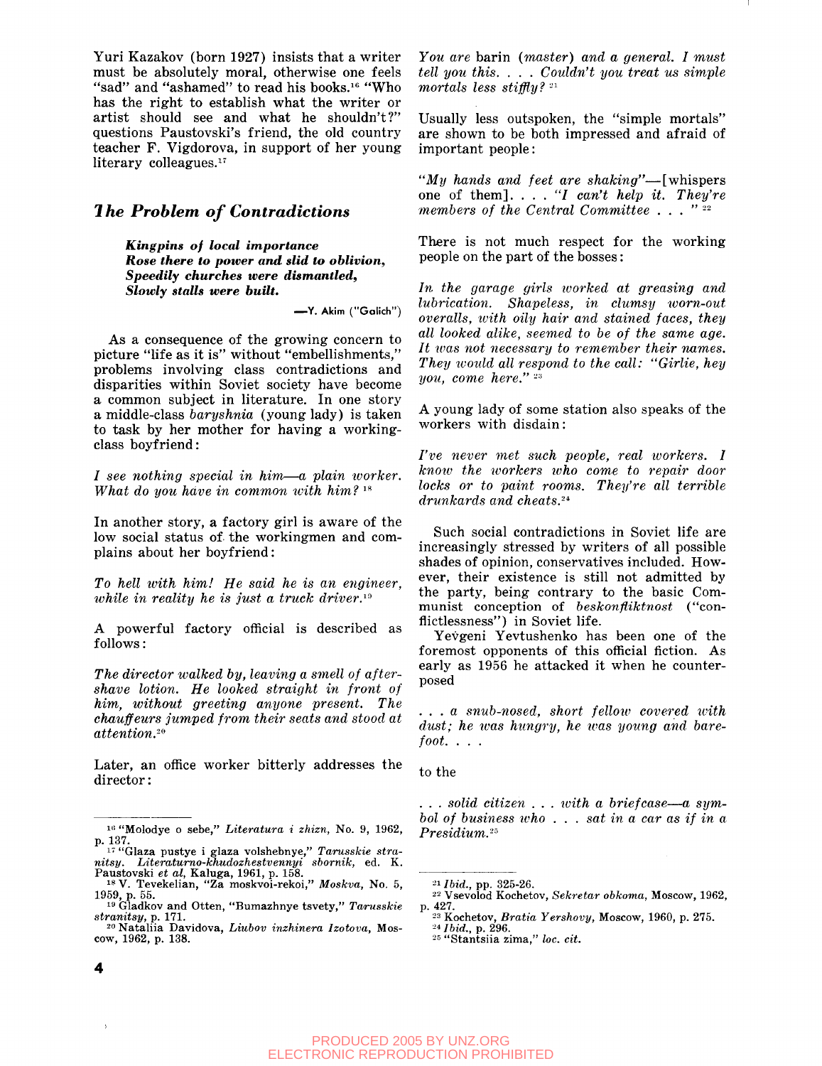Yuri Kazakov (born 1927) insists that a writer must be absolutely moral, otherwise one feels "sad" and "ashamed" to read his books.[16] "Who has the right to establish what the writer or artist should see and what he shouldn't?" questions Paustovski's friend, the old country teacher F. Vigdorova, in support of her young literary colleagues.[17]

## The Problem of Contradictions

> ***Kingpins of local importance***
> ***Rose there to power and slid to oblivion,***
> ***Speedily churches were dismantled,***
> ***Slowly stalls were built.***
>
> —Y. Akim ("Galich")

As a consequence of the growing concern to picture "life as it is" without "embellishments," problems involving class contradictions and disparities within Soviet society have become a common subject in literature. In one story a middle-class *baryshnia* (young lady) is taken to task by her mother for having a working-class boyfriend:

*I see nothing special in him—a plain worker. What do you have in common with him?* [18]

In another story, a factory girl is aware of the low social status of the workingmen and complains about her boyfriend:

*To hell with him! He said he is an engineer, while in reality he is just a truck driver.*[19]

A powerful factory official is described as follows:

*The director walked by, leaving a smell of after-shave lotion. He looked straight in front of him, without greeting anyone present. The chauffeurs jumped from their seats and stood at attention.*[20]

Later, an office worker bitterly addresses the director:

*You are* barin *(master) and a general. I must tell you this. . . . Couldn't you treat us simple mortals less stiffly?* [21]

Usually less outspoken, the "simple mortals" are shown to be both impressed and afraid of important people:

*"My hands and feet are shaking"*—[whispers one of them]. . . . *"I can't help it. They're members of the Central Committee . . . "* [22]

There is not much respect for the working people on the part of the bosses:

*In the garage girls worked at greasing and lubrication. Shapeless, in clumsy worn-out overalls, with oily hair and stained faces, they all looked alike, seemed to be of the same age. It was not necessary to remember their names. They would all respond to the call: "Girlie, hey you, come here."* [23]

A young lady of some station also speaks of the workers with disdain:

*I've never met such people, real workers. I know the workers who come to repair door locks or to paint rooms. They're all terrible drunkards and cheats.*[24]

Such social contradictions in Soviet life are increasingly stressed by writers of all possible shades of opinion, conservatives included. However, their existence is still not admitted by the party, being contrary to the basic Communist conception of *beskonfliktnost* ("conflictlessness") in Soviet life.

Yevgeni Yevtushenko has been one of the foremost opponents of this official fiction. As early as 1956 he attacked it when he counterposed

*. . . a snub-nosed, short fellow covered with dust; he was hungry, he was young and barefoot. . . .*

to the

*. . . solid citizen . . . with a briefcase—a symbol of business who . . . sat in a car as if in a Presidium.*[25]

---

[16] "Molodye o sebe," *Literatura i zhizn*, No. 9, 1962, p. 137.

[17] "Glaza pustye i glaza volshebnye," *Tarusskie stranitsy. Literaturno-khudozhestvennyi sbornik*, ed. K. Paustovski *et al*, Kaluga, 1961, p. 158.

[18] V. Tevekelian, "Za moskvoi-rekoi," *Moskva*, No. 5, 1959, p. 55.

[19] Gladkov and Otten, "Bumazhnye tsvety," *Tarusskie stranitsy*, p. 171.

[20] Nataliia Davidova, *Liubov inzhinera Izotova*, Moscow, 1962, p. 138.

[21] *Ibid.*, pp. 325-26.

[22] Vsevolod Kochetov, *Sekretar obkoma*, Moscow, 1962, p. 427.

[23] Kochetov, *Bratia Yershovy*, Moscow, 1960, p. 275.

[24] *Ibid.*, p. 296.

[25] "Stantsiia zima," *loc. cit.*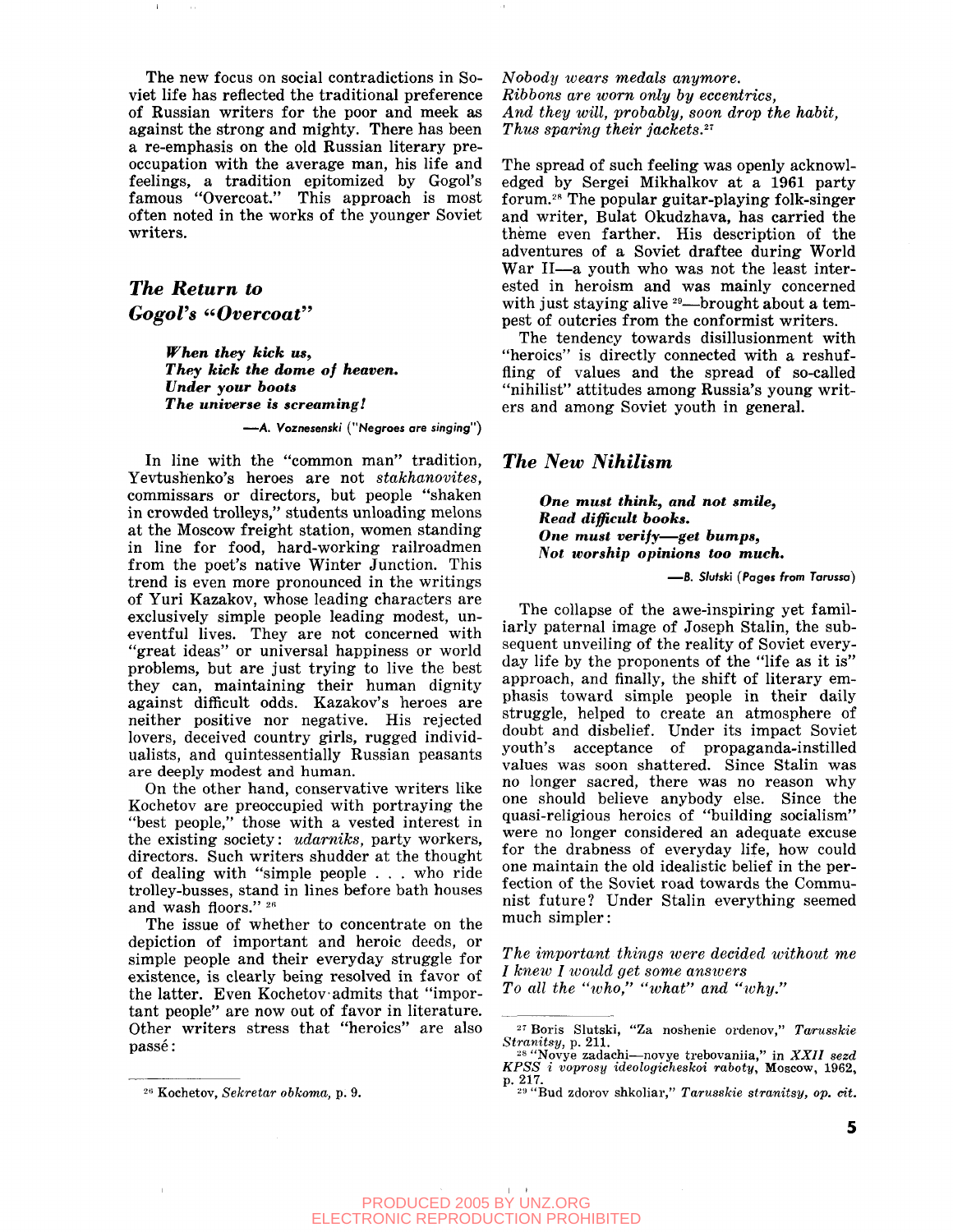The new focus on social contradictions in Soviet life has reflected the traditional preference of Russian writers for the poor and meek as against the strong and mighty. There has been a re-emphasis on the old Russian literary preoccupation with the average man, his life and feelings, a tradition epitomized by Gogol's famous "Overcoat." This approach is most often noted in the works of the younger Soviet writers.

## *The Return to Gogol's "Overcoat"*

> ***When they kick us,***
> ***They kick the dome of heaven.***
> ***Under your boots***
> ***The universe is screaming!***
>
> —A. Voznesenski ("Negroes are singing")

In line with the "common man" tradition, Yevtushenko's heroes are not *stakhanovites*, commissars or directors, but people "shaken in crowded trolleys," students unloading melons at the Moscow freight station, women standing in line for food, hard-working railroadmen from the poet's native Winter Junction. This trend is even more pronounced in the writings of Yuri Kazakov, whose leading characters are exclusively simple people leading modest, uneventful lives. They are not concerned with "great ideas" or universal happiness or world problems, but are just trying to live the best they can, maintaining their human dignity against difficult odds. Kazakov's heroes are neither positive nor negative. His rejected lovers, deceived country girls, rugged individualists, and quintessentially Russian peasants are deeply modest and human.

On the other hand, conservative writers like Kochetov are preoccupied with portraying the "best people," those with a vested interest in the existing society: *udarniks*, party workers, directors. Such writers shudder at the thought of dealing with "simple people . . . who ride trolley-busses, stand in lines before bath houses and wash floors." [26]

The issue of whether to concentrate on the depiction of important and heroic deeds, or simple people and their everyday struggle for existence, is clearly being resolved in favor of the latter. Even Kochetov admits that "important people" are now out of favor in literature. Other writers stress that "heroics" are also passé:

> *Nobody wears medals anymore.*
> *Ribbons are worn only by eccentrics,*
> *And they will, probably, soon drop the habit,*
> *Thus sparing their jackets.*[27]

The spread of such feeling was openly acknowledged by Sergei Mikhalkov at a 1961 party forum.[28] The popular guitar-playing folk-singer and writer, Bulat Okudzhava, has carried the theme even farther. His description of the adventures of a Soviet draftee during World War II—a youth who was not the least interested in heroism and was mainly concerned with just staying alive [29]—brought about a tempest of outcries from the conformist writers.

The tendency towards disillusionment with "heroics" is directly connected with a reshuffling of values and the spread of so-called "nihilist" attitudes among Russia's young writers and among Soviet youth in general.

## *The New Nihilism*

> ***One must think, and not smile,***
> ***Read difficult books.***
> ***One must verify—get bumps,***
> ***Not worship opinions too much.***
>
> —B. Slutski (*Pages from Tarussa*)

The collapse of the awe-inspiring yet familiarly paternal image of Joseph Stalin, the subsequent unveiling of the reality of Soviet everyday life by the proponents of the "life as it is" approach, and finally, the shift of literary emphasis toward simple people in their daily struggle, helped to create an atmosphere of doubt and disbelief. Under its impact Soviet youth's acceptance of propaganda-instilled values was soon shattered. Since Stalin was no longer sacred, there was no reason why one should believe anybody else. Since the quasi-religious heroics of "building socialism" were no longer considered an adequate excuse for the drabness of everyday life, how could one maintain the old idealistic belief in the perfection of the Soviet road towards the Communist future? Under Stalin everything seemed much simpler:

> *The important things were decided without me*
> *I knew I would get some answers*
> *To all the "who," "what" and "why."*

---

[26] Kochetov, *Sekretar obkoma,* p. 9.

[27] Boris Slutski, "Za noshenie ordenov," *Tarusskie Stranitsy,* p. 211.

[28] "Novye zadachi—novye trebovaniia," in *XXII sezd KPSS i voprosy ideologicheskoi raboty,* Moscow, 1962, p. 217.

[29] "Bud zdorov shkoliar," *Tarusskie stranitsy, op. cit.*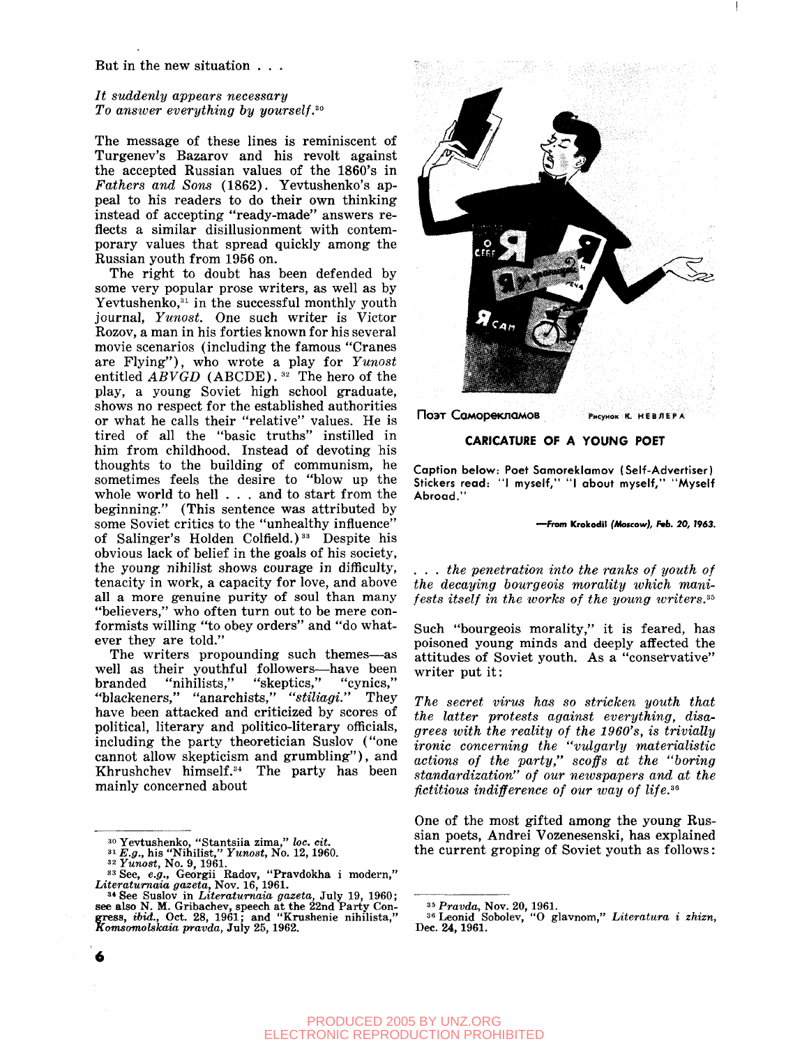But in the new situation . . .

*It suddenly appears necessary*
*To answer everything by yourself.*[30]

The message of these lines is reminiscent of Turgenev's Bazarov and his revolt against the accepted Russian values of the 1860's in *Fathers and Sons* (1862). Yevtushenko's appeal to his readers to do their own thinking instead of accepting "ready-made" answers reflects a similar disillusionment with contemporary values that spread quickly among the Russian youth from 1956 on.

The right to doubt has been defended by some very popular prose writers, as well as by Yevtushenko,[31] in the successful monthly youth journal, *Yunost*. One such writer is Victor Rozov, a man in his forties known for his several movie scenarios (including the famous "Cranes are Flying"), who wrote a play for *Yunost* entitled *ABVGD* (ABCDE).[32] The hero of the play, a young Soviet high school graduate, shows no respect for the established authorities or what he calls their "relative" values. He is tired of all the "basic truths" instilled in him from childhood. Instead of devoting his thoughts to the building of communism, he sometimes feels the desire to "blow up the whole world to hell . . . and to start from the beginning." (This sentence was attributed by some Soviet critics to the "unhealthy influence" of Salinger's Holden Colfield.)[33] Despite his obvious lack of belief in the goals of his society, the young nihilist shows courage in difficulty, tenacity in work, a capacity for love, and above all a more genuine purity of soul than many "believers," who often turn out to be mere conformists willing "to obey orders" and "do whatever they are told."

The writers propounding such themes—as well as their youthful followers—have been branded "nihilists," "skeptics," "cynics," "blackeners," "anarchists," "*stiliagi*." They have been attacked and criticized by scores of political, literary and politico-literary officials, including the party theoretician Suslov ("one cannot allow skepticism and grumbling"), and Khrushchev himself.[34] The party has been mainly concerned about

. . . *the penetration into the ranks of youth of the decaying bourgeois morality which manifests itself in the works of the young writers.*[35]

Such "bourgeois morality," it is feared, has poisoned young minds and deeply affected the attitudes of Soviet youth. As a "conservative" writer put it:

*The secret virus has so stricken youth that the latter protests against everything, disagrees with the reality of the 1960's, is trivially ironic concerning the "vulgarly materialistic actions of the party," scoffs at the "boring standardization" of our newspapers and at the fictitious indifference of our way of life.*[36]

One of the most gifted among the young Russian poets, Andrei Vozenesenski, has explained the current groping of Soviet youth as follows:

Поэт Самореклaмов — Рисунок К. НЕВЛЕРА

**CARICATURE OF A YOUNG POET**

Caption below: Poet Samoreklamov (Self-Advertiser) Stickers read: "I myself," "I about myself," "Myself Abroad."

—From Krokodil (Moscow), Feb. 20, 1963.

---

[30] Yevtushenko, "Stantsiia zima," *loc. cit.*

[31] *E.g.*, his "Nihilist," *Yunost*, No. 12, 1960.

[32] *Yunost*, No. 9, 1961.

[33] See, *e.g.*, Georgii Radov, "Pravdokha i modern," *Literaturnaia gazeta*, Nov. 16, 1961.

[34] See Suslov in *Literaturnaia gazeta*, July 19, 1960; see also N. M. Gribachev, speech at the 22nd Party Congress, *ibid.*, Oct. 28, 1961; and "Krushenie nihilista," *Komsomolskaia pravda*, July 25, 1962.

[35] *Pravda*, Nov. 20, 1961.

[36] Leonid Sobolev, "O glavnom," *Literatura i zhizn*, Dec. 24, 1961.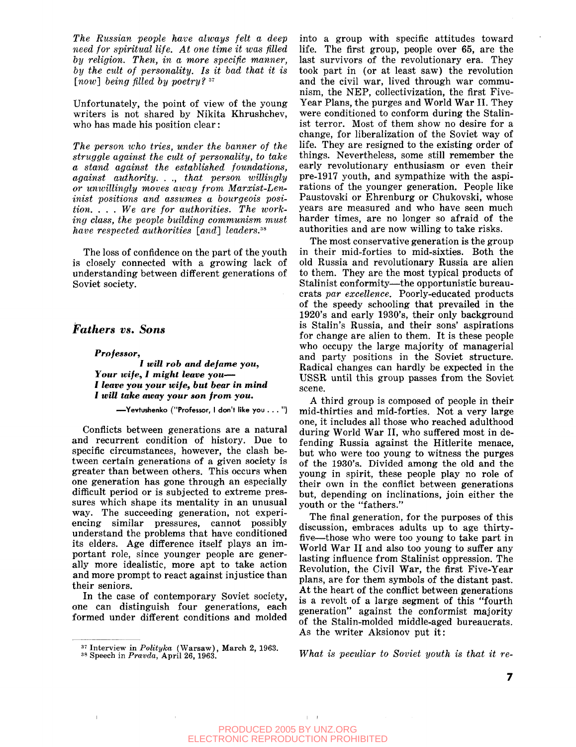*The Russian people have always felt a deep need for spiritual life. At one time it was filled by religion. Then, in a more specific manner, by the cult of personality. Is it bad that it is [now] being filled by poetry?* [37]

Unfortunately, the point of view of the young writers is not shared by Nikita Khrushchev, who has made his position clear:

*The person who tries, under the banner of the struggle against the cult of personality, to take a stand against the established foundations, against authority. . ., that person willingly or unwillingly moves away from Marxist-Leninist positions and assumes a bourgeois position. . . . We are for authorities. The working class, the people building communism must have respected authorities [and] leaders.* [38]

The loss of confidence on the part of the youth is closely connected with a growing lack of understanding between different generations of Soviet society.

## Fathers vs. Sons

> ***Professor,***
> ***I will rob and defame you,***
> ***Your wife, I might leave you—***
> ***I leave you your wife, but bear in mind***
> ***I will take away your son from you.***
>
> —Yevtushenko ("Professor, I don't like you . . . ")

Conflicts between generations are a natural and recurrent condition of history. Due to specific circumstances, however, the clash between certain generations of a given society is greater than between others. This occurs when one generation has gone through an especially difficult period or is subjected to extreme pressures which shape its mentality in an unusual way. The succeeding generation, not experiencing similar pressures, cannot possibly understand the problems that have conditioned its elders. Age difference itself plays an important role, since younger people are generally more idealistic, more apt to take action and more prompt to react against injustice than their seniors.

In the case of contemporary Soviet society, one can distinguish four generations, each formed under different conditions and molded into a group with specific attitudes toward life. The first group, people over 65, are the last survivors of the revolutionary era. They took part in (or at least saw) the revolution and the civil war, lived through war communism, the NEP, collectivization, the first Five-Year Plans, the purges and World War II. They were conditioned to conform during the Stalinist terror. Most of them show no desire for a change, for liberalization of the Soviet way of life. They are resigned to the existing order of things. Nevertheless, some still remember the early revolutionary enthusiasm or even their pre-1917 youth, and sympathize with the aspirations of the younger generation. People like Paustovski or Ehrenburg or Chukovski, whose years are measured and who have seen much harder times, are no longer so afraid of the authorities and are now willing to take risks.

The most conservative generation is the group in their mid-forties to mid-sixties. Both the old Russia and revolutionary Russia are alien to them. They are the most typical products of Stalinist conformity—the opportunistic bureaucrats *par excellence*. Poorly-educated products of the speedy schooling that prevailed in the 1920's and early 1930's, their only background is Stalin's Russia, and their sons' aspirations for change are alien to them. It is these people who occupy the large majority of managerial and party positions in the Soviet structure. Radical changes can hardly be expected in the USSR until this group passes from the Soviet scene.

A third group is composed of people in their mid-thirties and mid-forties. Not a very large one, it includes all those who reached adulthood during World War II, who suffered most in defending Russia against the Hitlerite menace, but who were too young to witness the purges of the 1930's. Divided among the old and the young in spirit, these people play no role of their own in the conflict between generations but, depending on inclinations, join either the youth or the "fathers."

The final generation, for the purposes of this discussion, embraces adults up to age thirty-five—those who were too young to take part in World War II and also too young to suffer any lasting influence from Stalinist oppression. The Revolution, the Civil War, the first Five-Year plans, are for them symbols of the distant past. At the heart of the conflict between generations is a revolt of a large segment of this "fourth generation" against the conformist majority of the Stalin-molded middle-aged bureaucrats. As the writer Aksionov put it:

*What is peculiar to Soviet youth is that it re-*

---

[37] Interview in *Polityka* (Warsaw), March 2, 1963.
[38] Speech in *Pravda*, April 26, 1963.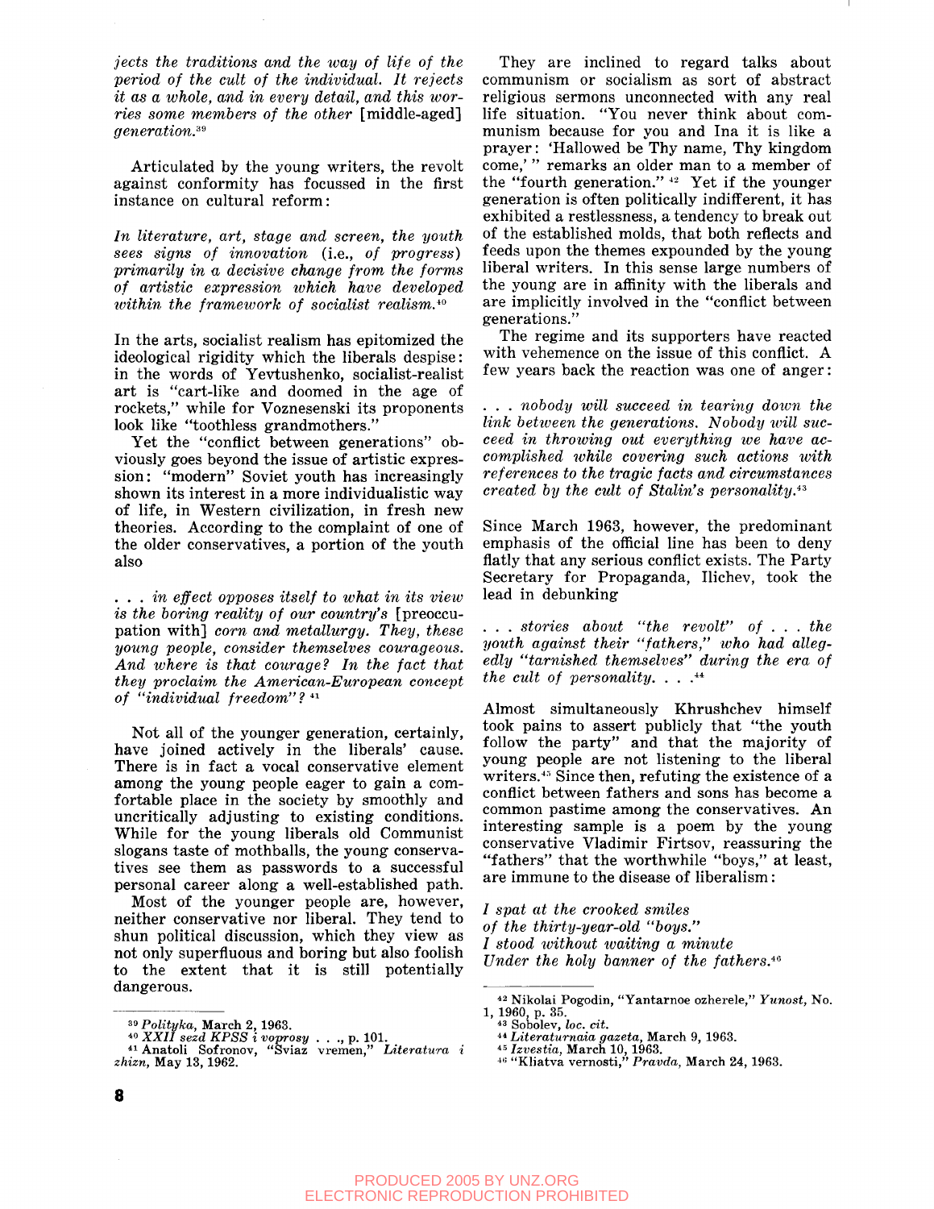*jects the traditions and the way of life of the period of the cult of the individual. It rejects it as a whole, and in every detail, and this worries some members of the other* [middle-aged] *generation.*[39]

Articulated by the young writers, the revolt against conformity has focussed in the first instance on cultural reform:

*In literature, art, stage and screen, the youth sees signs of innovation* (i.e., *of progress*) *primarily in a decisive change from the forms of artistic expression which have developed within the framework of socialist realism.*[40]

In the arts, socialist realism has epitomized the ideological rigidity which the liberals despise: in the words of Yevtushenko, socialist-realist art is "cart-like and doomed in the age of rockets," while for Voznesenski its proponents look like "toothless grandmothers."

Yet the "conflict between generations" obviously goes beyond the issue of artistic expression: "modern" Soviet youth has increasingly shown its interest in a more individualistic way of life, in Western civilization, in fresh new theories. According to the complaint of one of the older conservatives, a portion of the youth also

*. . . in effect opposes itself to what in its view is the boring reality of our country's* [preoccupation with] *corn and metallurgy. They, these young people, consider themselves courageous. And where is that courage? In the fact that they proclaim the American-European concept of "individual freedom"?* [41]

Not all of the younger generation, certainly, have joined actively in the liberals' cause. There is in fact a vocal conservative element among the young people eager to gain a comfortable place in the society by smoothly and uncritically adjusting to existing conditions. While for the young liberals old Communist slogans taste of mothballs, the young conservatives see them as passwords to a successful personal career along a well-established path.

Most of the younger people are, however, neither conservative nor liberal. They tend to shun political discussion, which they view as not only superfluous and boring but also foolish to the extent that it is still potentially dangerous.

They are inclined to regard talks about communism or socialism as sort of abstract religious sermons unconnected with any real life situation. "You never think about communism because for you and Ina it is like a prayer: 'Hallowed be Thy name, Thy kingdom come,'" remarks an older man to a member of the "fourth generation."[42] Yet if the younger generation is often politically indifferent, it has exhibited a restlessness, a tendency to break out of the established molds, that both reflects and feeds upon the themes expounded by the young liberal writers. In this sense large numbers of the young are in affinity with the liberals and are implicitly involved in the "conflict between generations."

The regime and its supporters have reacted with vehemence on the issue of this conflict. A few years back the reaction was one of anger:

*. . . nobody will succeed in tearing down the link between the generations. Nobody will succeed in throwing out everything we have accomplished while covering such actions with references to the tragic facts and circumstances created by the cult of Stalin's personality.*[43]

Since March 1963, however, the predominant emphasis of the official line has been to deny flatly that any serious conflict exists. The Party Secretary for Propaganda, Ilichev, took the lead in debunking

*. . . stories about "the revolt" of . . . the youth against their "fathers," who had allegedly "tarnished themselves" during the era of the cult of personality. . . .*[44]

Almost simultaneously Khrushchev himself took pains to assert publicly that "the youth follow the party" and that the majority of young people are not listening to the liberal writers.[45] Since then, refuting the existence of a conflict between fathers and sons has become a common pastime among the conservatives. An interesting sample is a poem by the young conservative Vladimir Firtsov, reassuring the "fathers" that the worthwhile "boys," at least, are immune to the disease of liberalism:

*I spat at the crooked smiles*
*of the thirty-year-old "boys."*
*I stood without waiting a minute*
*Under the holy banner of the fathers.*[46]

---

[39] *Polityka*, March 2, 1963.
[40] *XXII sezd KPSS i voprosy . . .*, p. 101.
[41] Anatoli Sofronov, "Sviaz vremen," *Literatura i zhizn*, May 13, 1962.
[42] Nikolai Pogodin, "Yantarnoe ozherele," *Yunost*, No. 1, 1960, p. 35.
[43] Sobolev, *loc. cit.*
[44] *Literaturnaia gazeta*, March 9, 1963.
[45] *Izvestia*, March 10, 1963.
[46] "Kliatva vernosti," *Pravda*, March 24, 1963.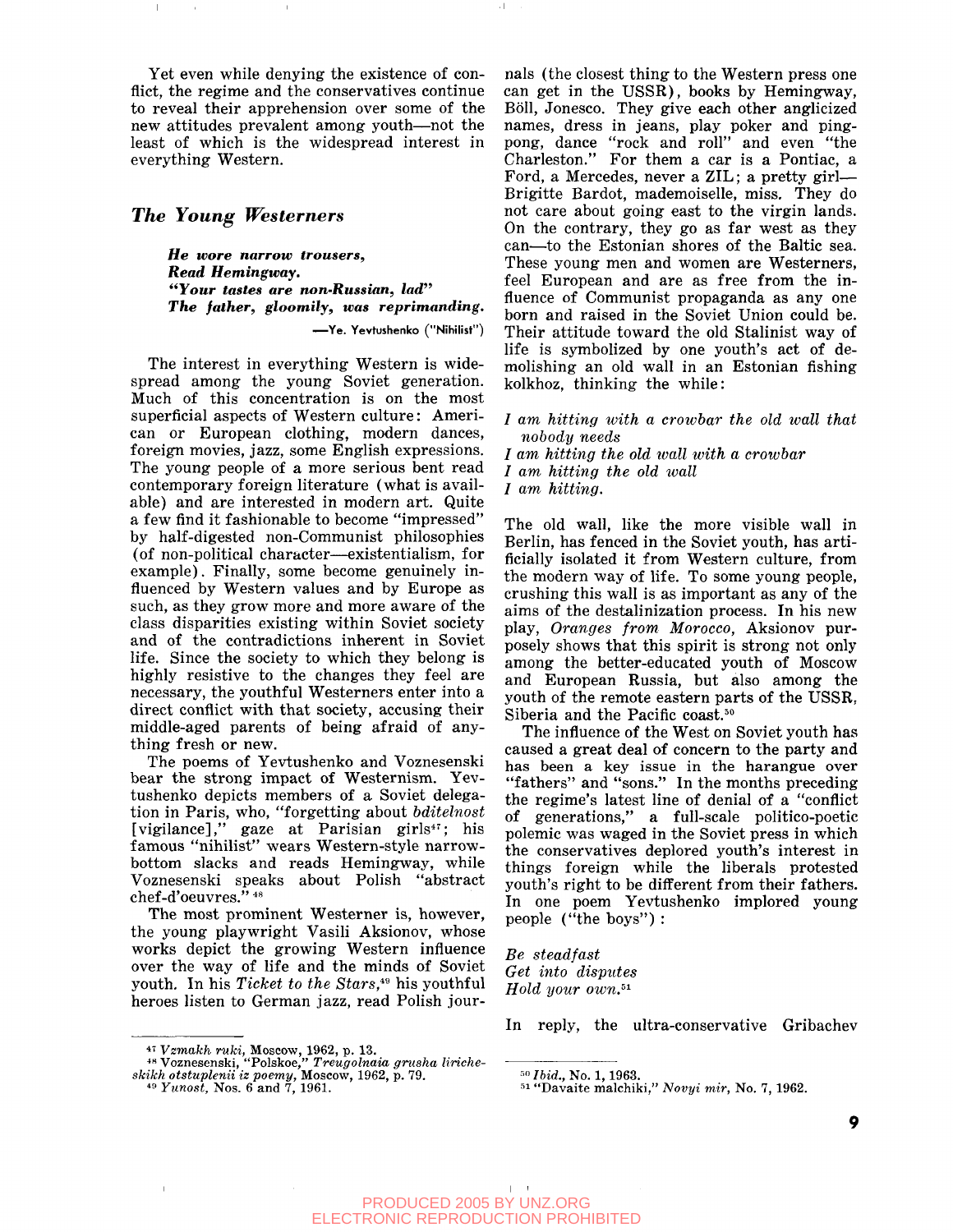Yet even while denying the existence of conflict, the regime and the conservatives continue to reveal their apprehension over some of the new attitudes prevalent among youth—not the least of which is the widespread interest in everything Western.

## *The Young Westerners*

> ***He wore narrow trousers,***
> ***Read Hemingway.***
> ***"Your tastes are non-Russian, lad"***
> ***The father, gloomily, was reprimanding.***
>
> —Ye. Yevtushenko ("Nihilist")

The interest in everything Western is widespread among the young Soviet generation. Much of this concentration is on the most superficial aspects of Western culture: American or European clothing, modern dances, foreign movies, jazz, some English expressions. The young people of a more serious bent read contemporary foreign literature (what is available) and are interested in modern art. Quite a few find it fashionable to become "impressed" by half-digested non-Communist philosophies (of non-political character—existentialism, for example). Finally, some become genuinely influenced by Western values and by Europe as such, as they grow more and more aware of the class disparities existing within Soviet society and of the contradictions inherent in Soviet life. Since the society to which they belong is highly resistive to the changes they feel are necessary, the youthful Westerners enter into a direct conflict with that society, accusing their middle-aged parents of being afraid of anything fresh or new.

The poems of Yevtushenko and Voznesenski bear the strong impact of Westernism. Yevtushenko depicts members of a Soviet delegation in Paris, who, "forgetting about *bditelnost* [vigilance]," gaze at Parisian girls[47]; his famous "nihilist" wears Western-style narrow-bottom slacks and reads Hemingway, while Voznesenski speaks about Polish "abstract chef-d'oeuvres."[48]

The most prominent Westerner is, however, the young playwright Vasili Aksionov, whose works depict the growing Western influence over the way of life and the minds of Soviet youth. In his *Ticket to the Stars*,[49] his youthful heroes listen to German jazz, read Polish journals (the closest thing to the Western press one can get in the USSR), books by Hemingway, Böll, Jonesco. They give each other anglicized names, dress in jeans, play poker and ping-pong, dance "rock and roll" and even "the Charleston." For them a car is a Pontiac, a Ford, a Mercedes, never a ZIL; a pretty girl—Brigitte Bardot, mademoiselle, miss. They do not care about going east to the virgin lands. On the contrary, they go as far west as they can—to the Estonian shores of the Baltic sea. These young men and women are Westerners, feel European and are as free from the influence of Communist propaganda as any one born and raised in the Soviet Union could be. Their attitude toward the old Stalinist way of life is symbolized by one youth's act of demolishing an old wall in an Estonian fishing kolkhoz, thinking the while:

*I am hitting with a crowbar the old wall that nobody needs*
*I am hitting the old wall with a crowbar*
*I am hitting the old wall*
*I am hitting.*

The old wall, like the more visible wall in Berlin, has fenced in the Soviet youth, has artificially isolated it from Western culture, from the modern way of life. To some young people, crushing this wall is as important as any of the aims of the destalinization process. In his new play, *Oranges from Morocco*, Aksionov purposely shows that this spirit is strong not only among the better-educated youth of Moscow and European Russia, but also among the youth of the remote eastern parts of the USSR, Siberia and the Pacific coast.[50]

The influence of the West on Soviet youth has caused a great deal of concern to the party and has been a key issue in the harangue over "fathers" and "sons." In the months preceding the regime's latest line of denial of a "conflict of generations," a full-scale politico-poetic polemic was waged in the Soviet press in which the conservatives deplored youth's interest in things foreign while the liberals protested youth's right to be different from their fathers. In one poem Yevtushenko implored young people ("the boys"):

*Be steadfast*
*Get into disputes*
*Hold your own.*[51]

In reply, the ultra-conservative Gribachev

---

[47] *Vzmakh ruki*, Moscow, 1962, p. 13.
[48] Voznesenski, "Polskoe," *Treugolnaia grusha liricheskikh otstuplenii iz poemy*, Moscow, 1962, p. 79.
[49] *Yunost*, Nos. 6 and 7, 1961.
[50] *Ibid.*, No. 1, 1963.
[51] "Davaite malchiki," *Novyi mir*, No. 7, 1962.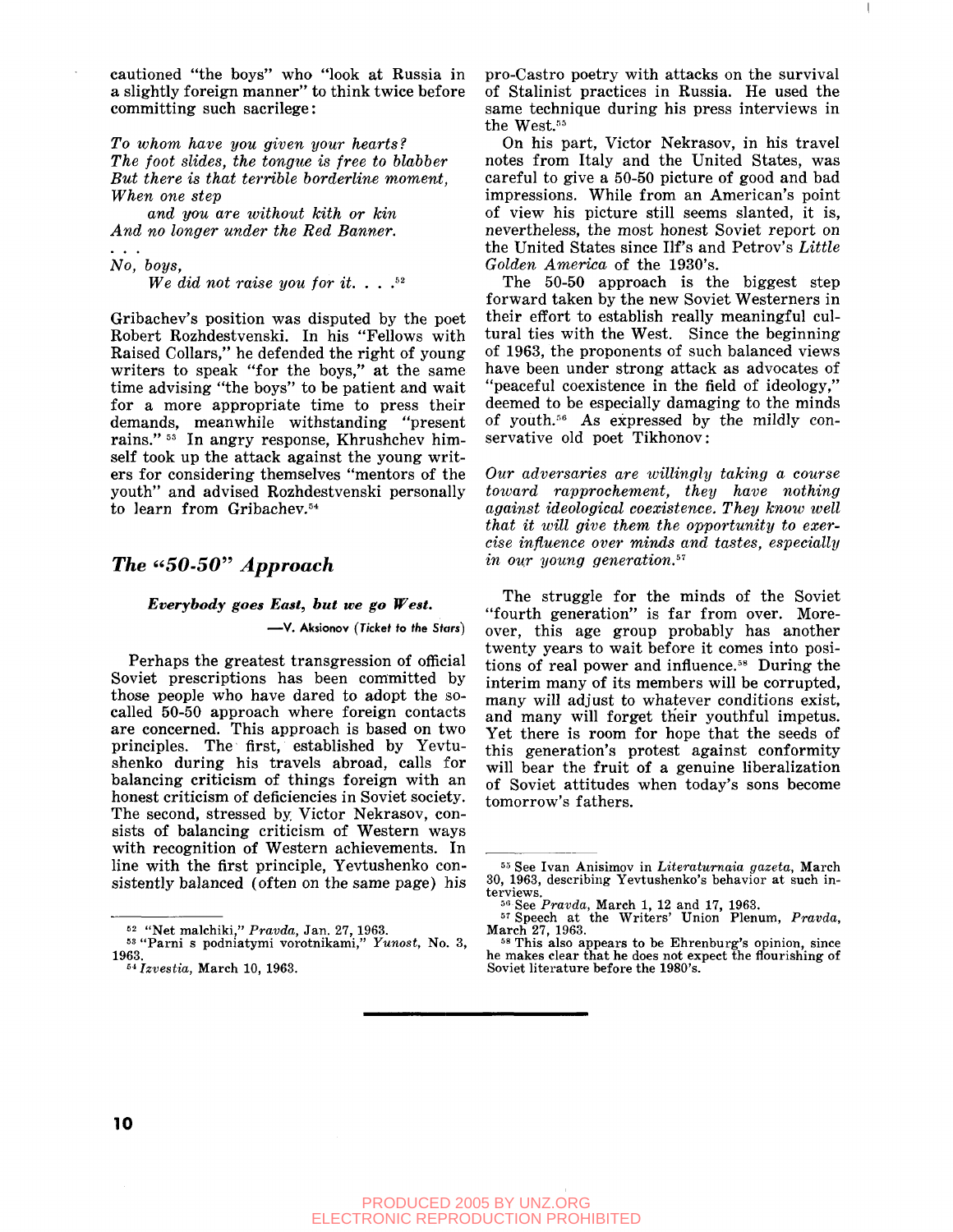cautioned "the boys" who "look at Russia in a slightly foreign manner" to think twice before committing such sacrilege:

*To whom have you given your hearts?*
*The foot slides, the tongue is free to blabber*
*But there is that terrible borderline moment,*
*When one step*
*and you are without kith or kin*
*And no longer under the Red Banner.*

*. . .*

*No, boys,*
*We did not raise you for it. . . .*[52]

Gribachev's position was disputed by the poet Robert Rozhdestvenski. In his "Fellows with Raised Collars," he defended the right of young writers to speak "for the boys," at the same time advising "the boys" to be patient and wait for a more appropriate time to press their demands, meanwhile withstanding "present rains."[53] In angry response, Khrushchev himself took up the attack against the young writers for considering themselves "mentors of the youth" and advised Rozhdestvenski personally to learn from Gribachev.[54]

## The "50-50" Approach

***Everybody goes East, but we go West.***

—V. Aksionov (*Ticket to the Stars*)

Perhaps the greatest transgression of official Soviet prescriptions has been committed by those people who have dared to adopt the so-called 50-50 approach where foreign contacts are concerned. This approach is based on two principles. The first, established by Yevtushenko during his travels abroad, calls for balancing criticism of things foreign with an honest criticism of deficiencies in Soviet society. The second, stressed by Victor Nekrasov, consists of balancing criticism of Western ways with recognition of Western achievements. In line with the first principle, Yevtushenko consistently balanced (often on the same page) his pro-Castro poetry with attacks on the survival of Stalinist practices in Russia. He used the same technique during his press interviews in the West.[55]

On his part, Victor Nekrasov, in his travel notes from Italy and the United States, was careful to give a 50-50 picture of good and bad impressions. While from an American's point of view his picture still seems slanted, it is, nevertheless, the most honest Soviet report on the United States since Ilf's and Petrov's *Little Golden America* of the 1930's.

The 50-50 approach is the biggest step forward taken by the new Soviet Westerners in their effort to establish really meaningful cultural ties with the West. Since the beginning of 1963, the proponents of such balanced views have been under strong attack as advocates of "peaceful coexistence in the field of ideology," deemed to be especially damaging to the minds of youth.[56] As expressed by the mildly conservative old poet Tikhonov:

*Our adversaries are willingly taking a course toward rapprochement, they have nothing against ideological coexistence. They know well that it will give them the opportunity to exercise influence over minds and tastes, especially in our young generation.*[57]

The struggle for the minds of the Soviet "fourth generation" is far from over. Moreover, this age group probably has another twenty years to wait before it comes into positions of real power and influence.[58] During the interim many of its members will be corrupted, many will adjust to whatever conditions exist, and many will forget their youthful impetus. Yet there is room for hope that the seeds of this generation's protest against conformity will bear the fruit of a genuine liberalization of Soviet attitudes when today's sons become tomorrow's fathers.

---

[52] "Net malchiki," *Pravda*, Jan. 27, 1963.

[53] "Parni s podniatymi vorotnikami," *Yunost*, No. 3, 1963.

[54] *Izvestia*, March 10, 1963.

[55] See Ivan Anisimov in *Literaturnaia gazeta*, March 30, 1963, describing Yevtushenko's behavior at such interviews.

[56] See *Pravda*, March 1, 12 and 17, 1963.

[57] Speech at the Writers' Union Plenum, *Pravda*, March 27, 1963.

[58] This also appears to be Ehrenburg's opinion, since he makes clear that he does not expect the flourishing of Soviet literature before the 1980's.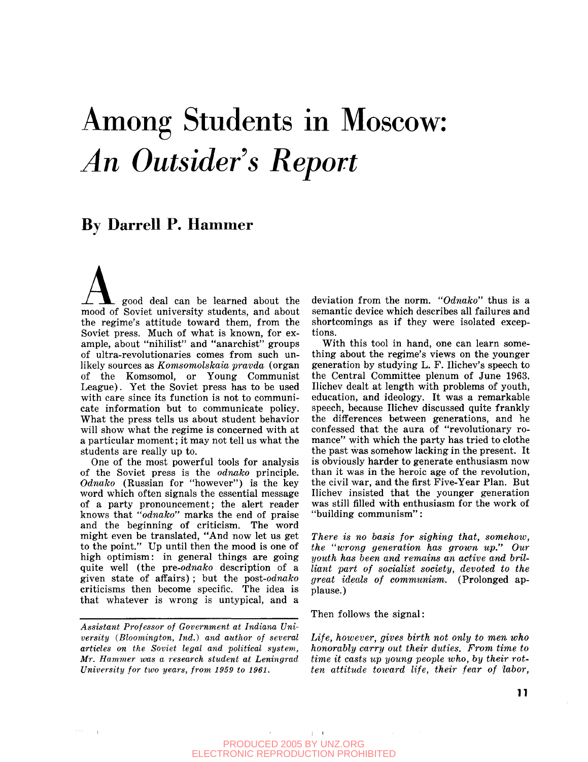# Among Students in Moscow: *An Outsider's Report*

## By Darrell P. Hammer

A good deal can be learned about the mood of Soviet university students, and about the regime's attitude toward them, from the Soviet press. Much of what is known, for example, about "nihilist" and "anarchist" groups of ultra-revolutionaries comes from such unlikely sources as *Komsomolskaia pravda* (organ of the Komsomol, or Young Communist League). Yet the Soviet press has to be used with care since its function is not to communicate information but to communicate policy. What the press tells us about student behavior will show what the regime is concerned with at a particular moment; it may not tell us what the students are really up to.

One of the most powerful tools for analysis of the Soviet press is the *odnako* principle. *Odnako* (Russian for "however") is the key word which often signals the essential message of a party pronouncement; the alert reader knows that *"odnako"* marks the end of praise and the beginning of criticism. The word might even be translated, "And now let us get to the point." Up until then the mood is one of high optimism: in general things are going quite well (the pre-*odnako* description of a given state of affairs); but the post-*odnako* criticisms then become specific. The idea is that whatever is wrong is untypical, and a deviation from the norm. *"Odnako"* thus is a semantic device which describes all failures and shortcomings as if they were isolated exceptions.

With this tool in hand, one can learn something about the regime's views on the younger generation by studying L. F. Ilichev's speech to the Central Committee plenum of June 1963. Ilichev dealt at length with problems of youth, education, and ideology. It was a remarkable speech, because Ilichev discussed quite frankly the differences between generations, and he confessed that the aura of "revolutionary romance" with which the party has tried to clothe the past was somehow lacking in the present. It is obviously harder to generate enthusiasm now than it was in the heroic age of the revolution, the civil war, and the first Five-Year Plan. But Ilichev insisted that the younger generation was still filled with enthusiasm for the work of "building communism":

*There is no basis for sighing that, somehow, the "wrong generation has grown up." Our youth has been and remains an active and brilliant part of socialist society, devoted to the great ideals of communism.* (Prolonged applause.)

Then follows the signal:

*Life, however, gives birth not only to men who honorably carry out their duties. From time to time it casts up young people who, by their rotten attitude toward life, their fear of labor,*

---

*Assistant Professor of Government at Indiana University (Bloomington, Ind.) and author of several articles on the Soviet legal and political system, Mr. Hammer was a research student at Leningrad University for two years, from 1959 to 1961.*